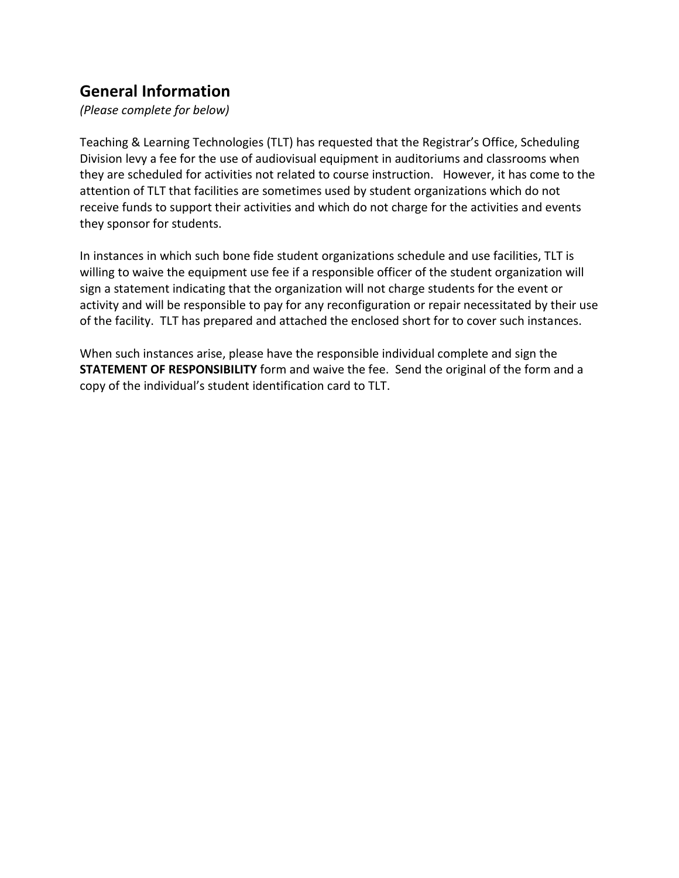## General Information

*(Please complete for below)*

Teaching & Learning Technologies (TLT) has requested that the Registrar's Office, Scheduling Division levy a fee for the use of audiovisual equipment in auditoriums and classrooms when they are scheduled for activities not related to course instruction. However, it has come to the attention of TLT that facilities are sometimes used by student organizations which do not receive funds to support their activities and which do not charge for the activities and events they sponsor for students.

In instances in which such bone fide student organizations schedule and use facilities, TLT is willing to waive the equipment use fee if a responsible officer of the student organization will sign a statement indicating that the organization will not charge students for the event or activity and will be responsible to pay for any reconfiguration or repair necessitated by their use of the facility. TLT has prepared and attached the enclosed short for to cover such instances.

When such instances arise, please have the responsible individual complete and sign the **STATEMENT OF RESPONSIBILITY** form and waive the fee. Send the original of the form and a copy of the individual's student identification card to TLT.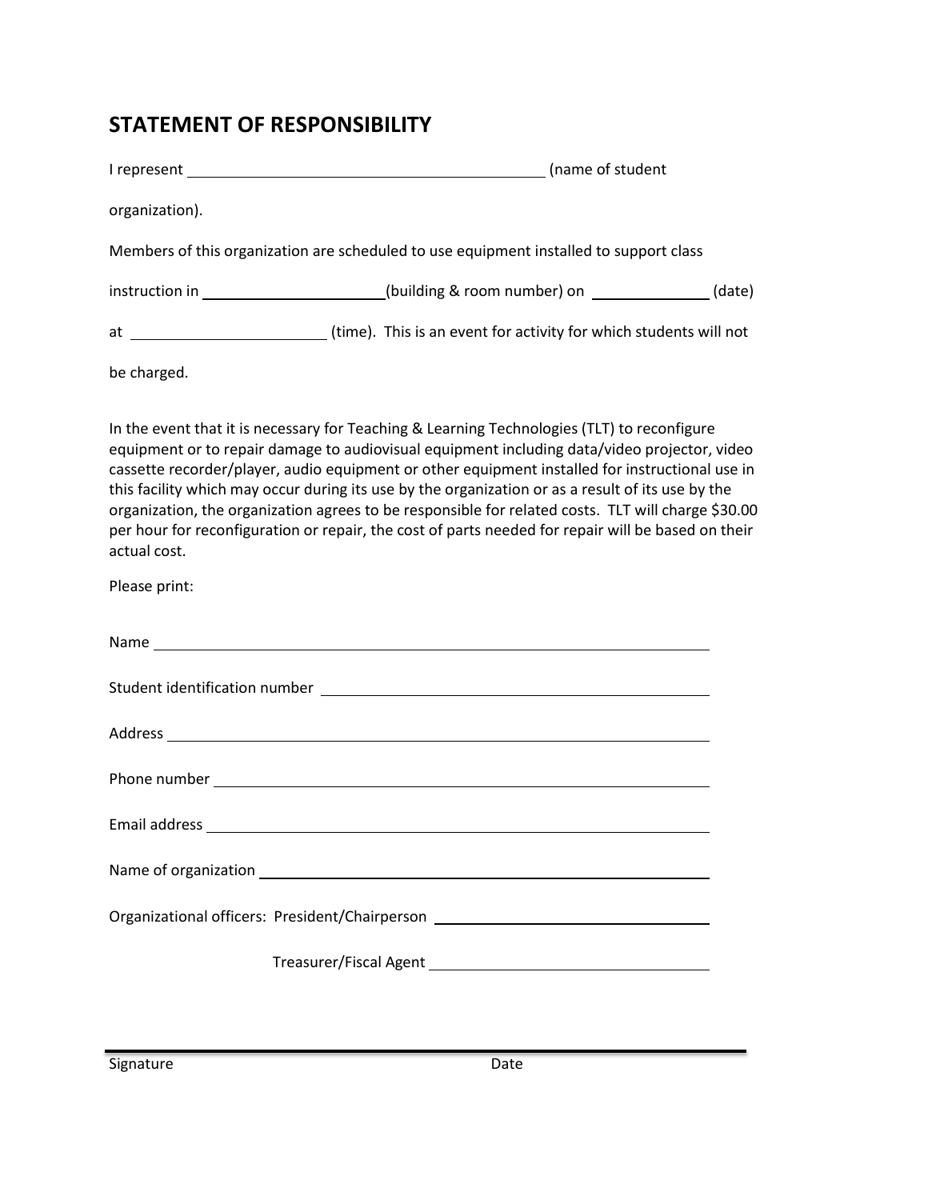# STATEMENT OF RESPONSIBILITY

I represent \_\_\_\_\_\_\_\_\_\_\_\_\_\_\_\_\_\_\_\_\_\_\_\_\_\_\_\_\_\_\_\_\_\_\_\_\_\_\_\_ (name of student organization).

Members of this organization are scheduled to use equipment installed to support class instruction in \_\_\_\_\_\_\_\_\_\_\_\_\_\_\_\_\_\_\_\_(building & room number) on \_\_\_\_\_\_\_\_\_\_\_\_\_ (date) at \_\_\_\_\_\_\_\_\_\_\_\_\_\_\_\_\_\_\_\_\_ (time). This is an event for activity for which students will not be charged.

In the event that it is necessary for Teaching & Learning Technologies (TLT) to reconfigure equipment or to repair damage to audiovisual equipment including data/video projector, video cassette recorder/player, audio equipment or other equipment installed for instructional use in this facility which may occur during its use by the organization or as a result of its use by the organization, the organization agrees to be responsible for related costs. TLT will charge $30.00 per hour for reconfiguration or repair, the cost of parts needed for repair will be based on their actual cost.

Please print:

Name \_\_\_\_\_\_\_\_\_\_\_\_\_\_\_\_\_\_\_\_\_\_\_\_\_\_\_\_\_\_\_\_\_\_\_\_\_\_\_\_\_\_\_\_\_\_\_\_\_\_\_\_\_\_\_\_\_\_\_\_

Student identification number \_\_\_\_\_\_\_\_\_\_\_\_\_\_\_\_\_\_\_\_\_\_\_\_\_\_\_\_\_\_\_\_\_\_\_\_\_\_\_\_\_

Address \_\_\_\_\_\_\_\_\_\_\_\_\_\_\_\_\_\_\_\_\_\_\_\_\_\_\_\_\_\_\_\_\_\_\_\_\_\_\_\_\_\_\_\_\_\_\_\_\_\_\_\_\_\_\_\_\_\_\_

Phone number \_\_\_\_\_\_\_\_\_\_\_\_\_\_\_\_\_\_\_\_\_\_\_\_\_\_\_\_\_\_\_\_\_\_\_\_\_\_\_\_\_\_\_\_\_\_\_\_\_\_\_\_\_\_

Email address \_\_\_\_\_\_\_\_\_\_\_\_\_\_\_\_\_\_\_\_\_\_\_\_\_\_\_\_\_\_\_\_\_\_\_\_\_\_\_\_\_\_\_\_\_\_\_\_\_\_\_\_\_\_

Name of organization \_\_\_\_\_\_\_\_\_\_\_\_\_\_\_\_\_\_\_\_\_\_\_\_\_\_\_\_\_\_\_\_\_\_\_\_\_\_\_\_\_\_\_\_\_\_\_\_

Organizational officers: President/Chairperson \_\_\_\_\_\_\_\_\_\_\_\_\_\_\_\_\_\_\_\_\_\_\_\_\_\_\_\_\_\_\_

Treasurer/Fiscal Agent \_\_\_\_\_\_\_\_\_\_\_\_\_\_\_\_\_\_\_\_\_\_\_\_\_\_\_\_\_\_\_

\_\_\_\_\_\_\_\_\_\_\_\_\_\_\_\_\_\_\_\_\_\_\_\_\_\_\_\_\_\_\_\_\_\_\_\_\_\_\_\_\_\_\_\_\_\_\_\_\_\_\_\_\_\_\_\_\_\_\_\_\_\_\_\_\_\_\_\_\_\_

Signature Date